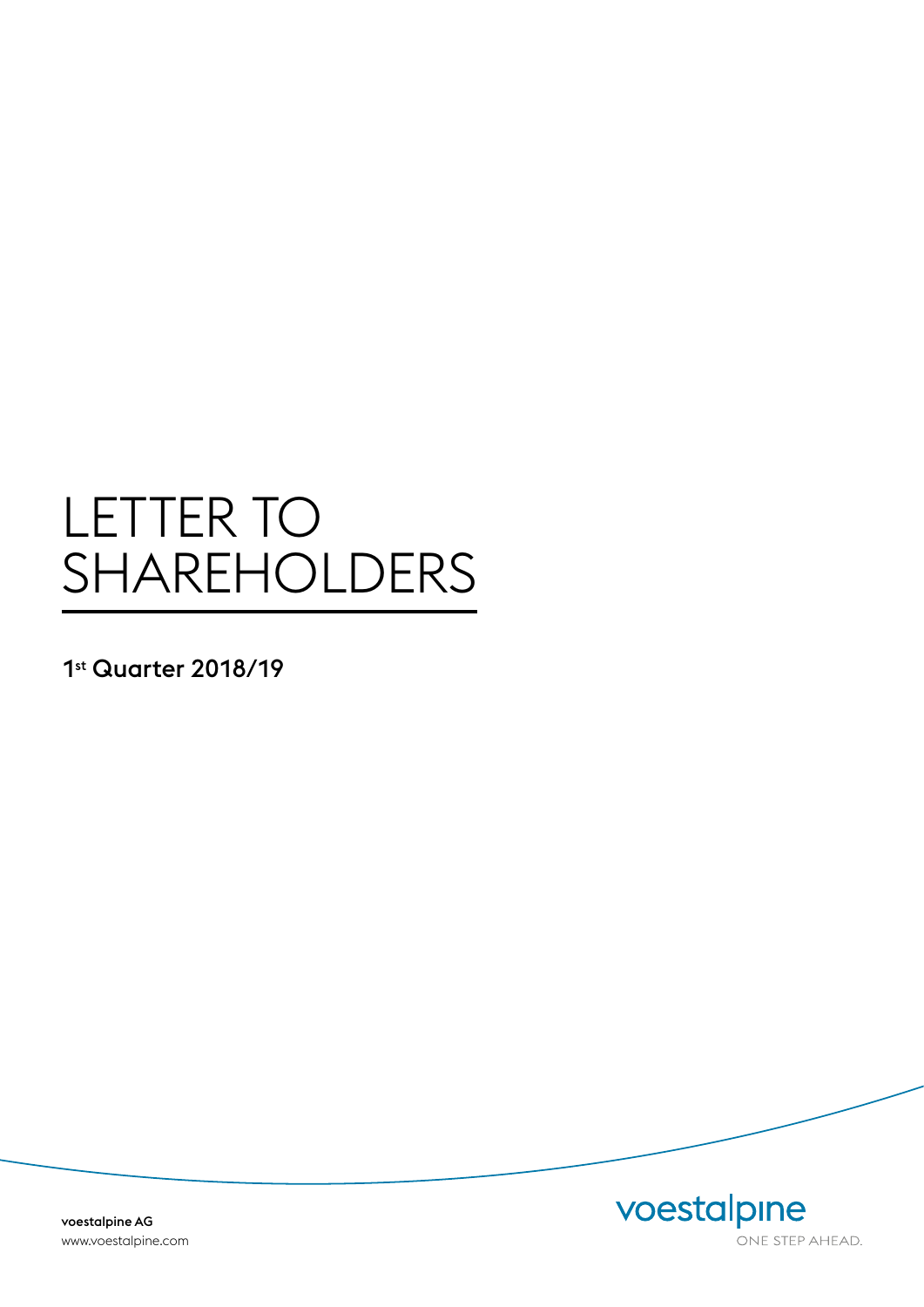# LETTER TO SHAREHOLDERS

**1st Quarter 2018/19**

**voestalpine AG**
www.voestalpine.com

voestalpine
ONE STEP AHEAD.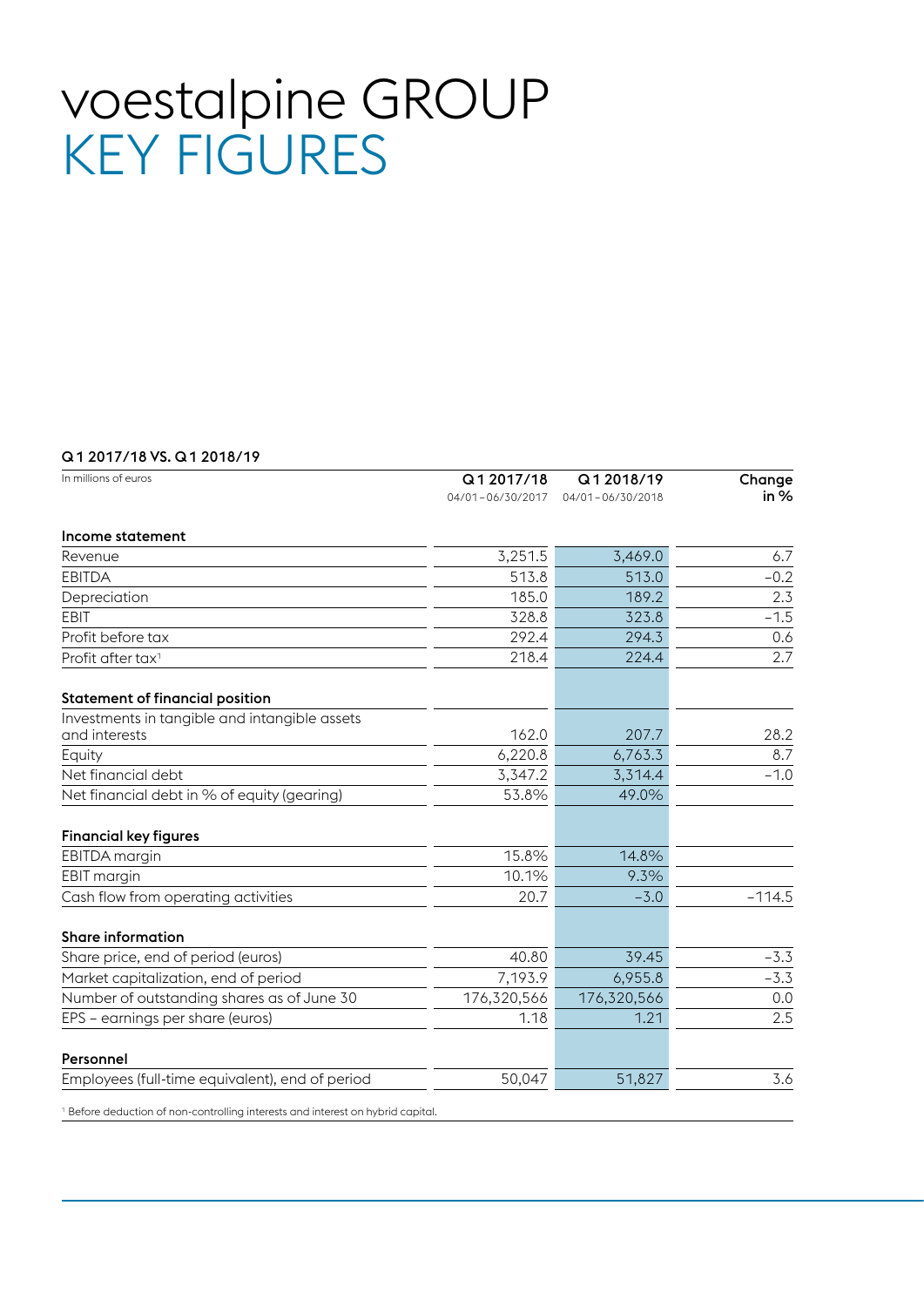# voestalpine GROUP
# KEY FIGURES

### Q 1 2017/18 VS. Q 1 2018/19

| In millions of euros | Q 1 2017/18<br>04/01–06/30/2017 | Q 1 2018/19<br>04/01–06/30/2018 | Change in % |
|---|---|---|---|
| **Income statement** | | | |
| Revenue | 3,251.5 | 3,469.0 | 6.7 |
| EBITDA | 513.8 | 513.0 | –0.2 |
| Depreciation | 185.0 | 189.2 | 2.3 |
| EBIT | 328.8 | 323.8 | –1.5 |
| Profit before tax | 292.4 | 294.3 | 0.6 |
| Profit after tax[1] | 218.4 | 224.4 | 2.7 |
| **Statement of financial position** | | | |
| Investments in tangible and intangible assets and interests | 162.0 | 207.7 | 28.2 |
| Equity | 6,220.8 | 6,763.3 | 8.7 |
| Net financial debt | 3,347.2 | 3,314.4 | –1.0 |
| Net financial debt in % of equity (gearing) | 53.8% | 49.0% | |
| **Financial key figures** | | | |
| EBITDA margin | 15.8% | 14.8% | |
| EBIT margin | 10.1% | 9.3% | |
| Cash flow from operating activities | 20.7 | –3.0 | –114.5 |
| **Share information** | | | |
| Share price, end of period (euros) | 40.80 | 39.45 | –3.3 |
| Market capitalization, end of period | 7,193.9 | 6,955.8 | –3.3 |
| Number of outstanding shares as of June 30 | 176,320,566 | 176,320,566 | 0.0 |
| EPS – earnings per share (euros) | 1.18 | 1.21 | 2.5 |
| **Personnel** | | | |
| Employees (full-time equivalent), end of period | 50,047 | 51,827 | 3.6 |

[1] Before deduction of non-controlling interests and interest on hybrid capital.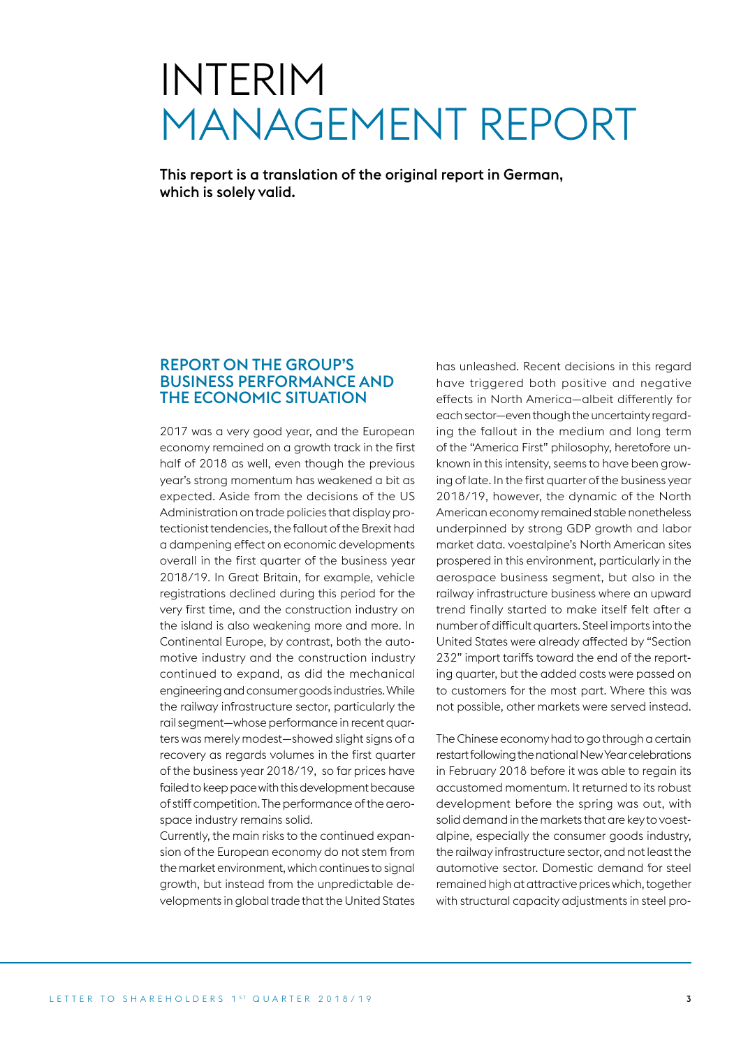# INTERIM MANAGEMENT REPORT

**This report is a translation of the original report in German, which is solely valid.**

## REPORT ON THE GROUP'S BUSINESS PERFORMANCE AND THE ECONOMIC SITUATION

2017 was a very good year, and the European economy remained on a growth track in the first half of 2018 as well, even though the previous year's strong momentum has weakened a bit as expected. Aside from the decisions of the US Administration on trade policies that display protectionist tendencies, the fallout of the Brexit had a dampening effect on economic developments overall in the first quarter of the business year 2018/19. In Great Britain, for example, vehicle registrations declined during this period for the very first time, and the construction industry on the island is also weakening more and more. In Continental Europe, by contrast, both the automotive industry and the construction industry continued to expand, as did the mechanical engineering and consumer goods industries. While the railway infrastructure sector, particularly the rail segment—whose performance in recent quarters was merely modest—showed slight signs of a recovery as regards volumes in the first quarter of the business year 2018/19, so far prices have failed to keep pace with this development because of stiff competition. The performance of the aerospace industry remains solid.

Currently, the main risks to the continued expansion of the European economy do not stem from the market environment, which continues to signal growth, but instead from the unpredictable developments in global trade that the United States has unleashed. Recent decisions in this regard have triggered both positive and negative effects in North America—albeit differently for each sector—even though the uncertainty regarding the fallout in the medium and long term of the "America First" philosophy, heretofore unknown in this intensity, seems to have been growing of late. In the first quarter of the business year 2018/19, however, the dynamic of the North American economy remained stable nonetheless underpinned by strong GDP growth and labor market data. voestalpine's North American sites prospered in this environment, particularly in the aerospace business segment, but also in the railway infrastructure business where an upward trend finally started to make itself felt after a number of difficult quarters. Steel imports into the United States were already affected by "Section 232" import tariffs toward the end of the reporting quarter, but the added costs were passed on to customers for the most part. Where this was not possible, other markets were served instead.

The Chinese economy had to go through a certain restart following the national New Year celebrations in February 2018 before it was able to regain its accustomed momentum. It returned to its robust development before the spring was out, with solid demand in the markets that are key to voestalpine, especially the consumer goods industry, the railway infrastructure sector, and not least the automotive sector. Domestic demand for steel remained high at attractive prices which, together with structural capacity adjustments in steel pro-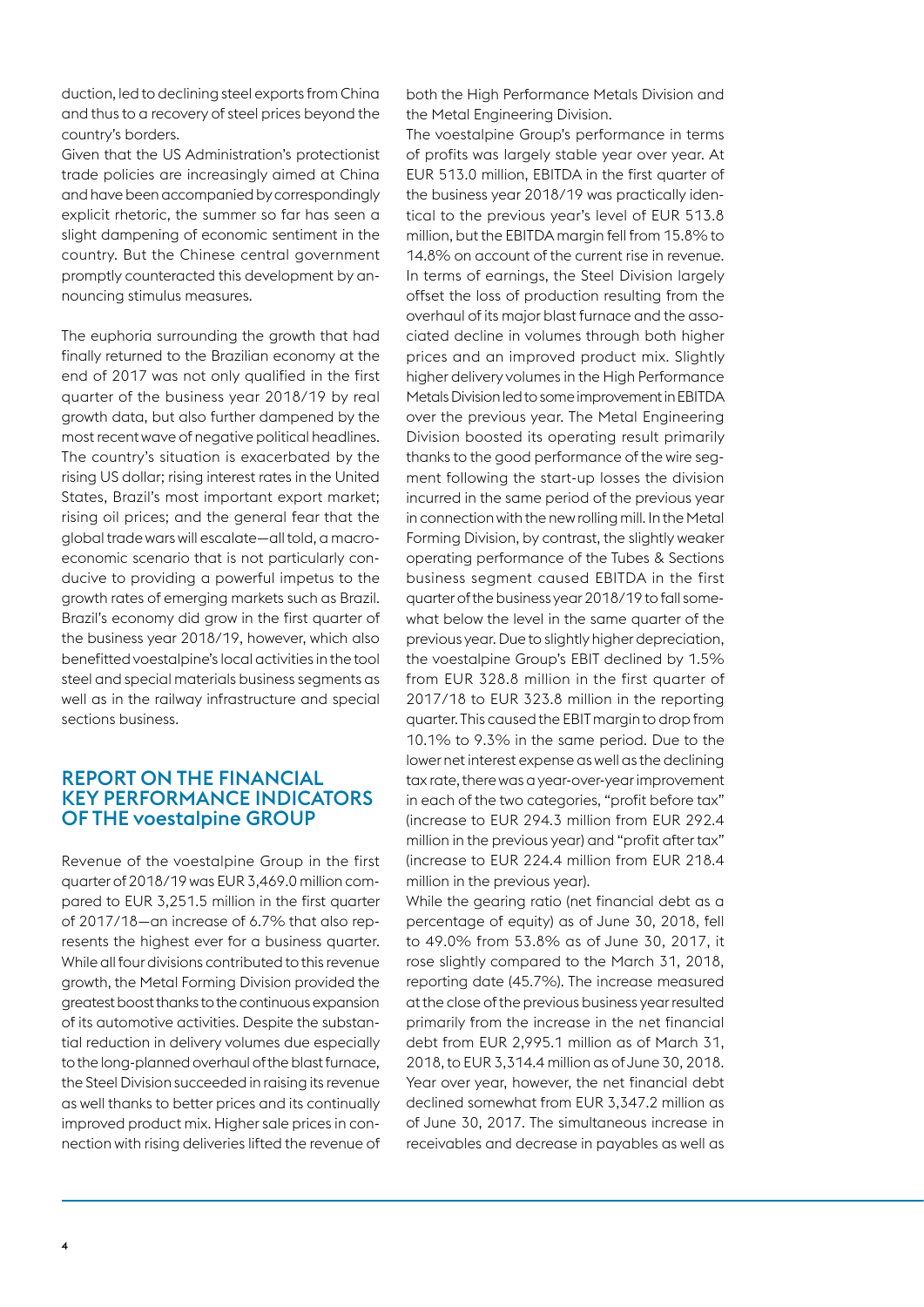duction, led to declining steel exports from China and thus to a recovery of steel prices beyond the country's borders.
Given that the US Administration's protectionist trade policies are increasingly aimed at China and have been accompanied by correspondingly explicit rhetoric, the summer so far has seen a slight dampening of economic sentiment in the country. But the Chinese central government promptly counteracted this development by announcing stimulus measures.

The euphoria surrounding the growth that had finally returned to the Brazilian economy at the end of 2017 was not only qualified in the first quarter of the business year 2018/19 by real growth data, but also further dampened by the most recent wave of negative political headlines. The country's situation is exacerbated by the rising US dollar; rising interest rates in the United States, Brazil's most important export market; rising oil prices; and the general fear that the global trade wars will escalate—all told, a macroeconomic scenario that is not particularly conducive to providing a powerful impetus to the growth rates of emerging markets such as Brazil. Brazil's economy did grow in the first quarter of the business year 2018/19, however, which also benefitted voestalpine's local activities in the tool steel and special materials business segments as well as in the railway infrastructure and special sections business.

## REPORT ON THE FINANCIAL KEY PERFORMANCE INDICATORS OF THE voestalpine GROUP

Revenue of the voestalpine Group in the first quarter of 2018/19 was EUR 3,469.0 million compared to EUR 3,251.5 million in the first quarter of 2017/18—an increase of 6.7% that also represents the highest ever for a business quarter. While all four divisions contributed to this revenue growth, the Metal Forming Division provided the greatest boost thanks to the continuous expansion of its automotive activities. Despite the substantial reduction in delivery volumes due especially to the long-planned overhaul of the blast furnace, the Steel Division succeeded in raising its revenue as well thanks to better prices and its continually improved product mix. Higher sale prices in connection with rising deliveries lifted the revenue of both the High Performance Metals Division and the Metal Engineering Division.
The voestalpine Group's performance in terms of profits was largely stable year over year. At EUR 513.0 million, EBITDA in the first quarter of the business year 2018/19 was practically identical to the previous year's level of EUR 513.8 million, but the EBITDA margin fell from 15.8% to 14.8% on account of the current rise in revenue. In terms of earnings, the Steel Division largely offset the loss of production resulting from the overhaul of its major blast furnace and the associated decline in volumes through both higher prices and an improved product mix. Slightly higher delivery volumes in the High Performance Metals Division led to some improvement in EBITDA over the previous year. The Metal Engineering Division boosted its operating result primarily thanks to the good performance of the wire segment following the start-up losses the division incurred in the same period of the previous year in connection with the new rolling mill. In the Metal Forming Division, by contrast, the slightly weaker operating performance of the Tubes & Sections business segment caused EBITDA in the first quarter of the business year 2018/19 to fall somewhat below the level in the same quarter of the previous year. Due to slightly higher depreciation, the voestalpine Group's EBIT declined by 1.5% from EUR 328.8 million in the first quarter of 2017/18 to EUR 323.8 million in the reporting quarter. This caused the EBIT margin to drop from 10.1% to 9.3% in the same period. Due to the lower net interest expense as well as the declining tax rate, there was a year-over-year improvement in each of the two categories, "profit before tax" (increase to EUR 294.3 million from EUR 292.4 million in the previous year) and "profit after tax" (increase to EUR 224.4 million from EUR 218.4 million in the previous year).
While the gearing ratio (net financial debt as a percentage of equity) as of June 30, 2018, fell to 49.0% from 53.8% as of June 30, 2017, it rose slightly compared to the March 31, 2018, reporting date (45.7%). The increase measured at the close of the previous business year resulted primarily from the increase in the net financial debt from EUR 2,995.1 million as of March 31, 2018, to EUR 3,314.4 million as of June 30, 2018. Year over year, however, the net financial debt declined somewhat from EUR 3,347.2 million as of June 30, 2017. The simultaneous increase in receivables and decrease in payables as well as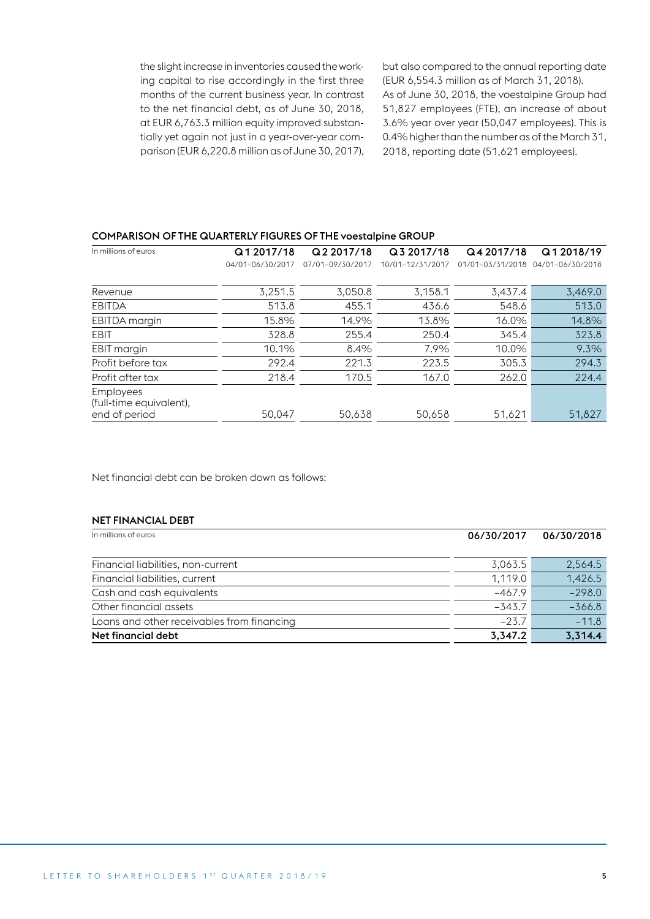the slight increase in inventories caused the working capital to rise accordingly in the first three months of the current business year. In contrast to the net financial debt, as of June 30, 2018, at EUR 6,763.3 million equity improved substantially yet again not just in a year-over-year comparison (EUR 6,220.8 million as of June 30, 2017), but also compared to the annual reporting date (EUR 6,554.3 million as of March 31, 2018).

As of June 30, 2018, the voestalpine Group had 51,827 employees (FTE), an increase of about 3.6% year over year (50,047 employees). This is 0.4% higher than the number as of the March 31, 2018, reporting date (51,621 employees).

**COMPARISON OF THE QUARTERLY FIGURES OF THE voestalpine GROUP**

| In millions of euros | Q 1 2017/18<br>04/01–06/30/2017 | Q 2 2017/18<br>07/01–09/30/2017 | Q 3 2017/18<br>10/01–12/31/2017 | Q 4 2017/18<br>01/01–03/31/2018 | Q 1 2018/19<br>04/01–06/30/2018 |
|---|---|---|---|---|---|
| Revenue | 3,251.5 | 3,050.8 | 3,158.1 | 3,437.4 | 3,469.0 |
| EBITDA | 513.8 | 455.1 | 436.6 | 548.6 | 513.0 |
| EBITDA margin | 15.8% | 14.9% | 13.8% | 16.0% | 14.8% |
| EBIT | 328.8 | 255.4 | 250.4 | 345.4 | 323.8 |
| EBIT margin | 10.1% | 8.4% | 7.9% | 10.0% | 9.3% |
| Profit before tax | 292.4 | 221.3 | 223.5 | 305.3 | 294.3 |
| Profit after tax | 218.4 | 170.5 | 167.0 | 262.0 | 224.4 |
| Employees (full-time equivalent), end of period | 50,047 | 50,638 | 50,658 | 51,621 | 51,827 |

Net financial debt can be broken down as follows:

**NET FINANCIAL DEBT**

| In millions of euros | 06/30/2017 | 06/30/2018 |
|---|---|---|
| Financial liabilities, non-current | 3,063.5 | 2,564.5 |
| Financial liabilities, current | 1,119.0 | 1,426.5 |
| Cash and cash equivalents | –467.9 | –298.0 |
| Other financial assets | –343.7 | –366.8 |
| Loans and other receivables from financing | –23.7 | –11.8 |
| **Net financial debt** | **3,347.2** | **3,314.4** |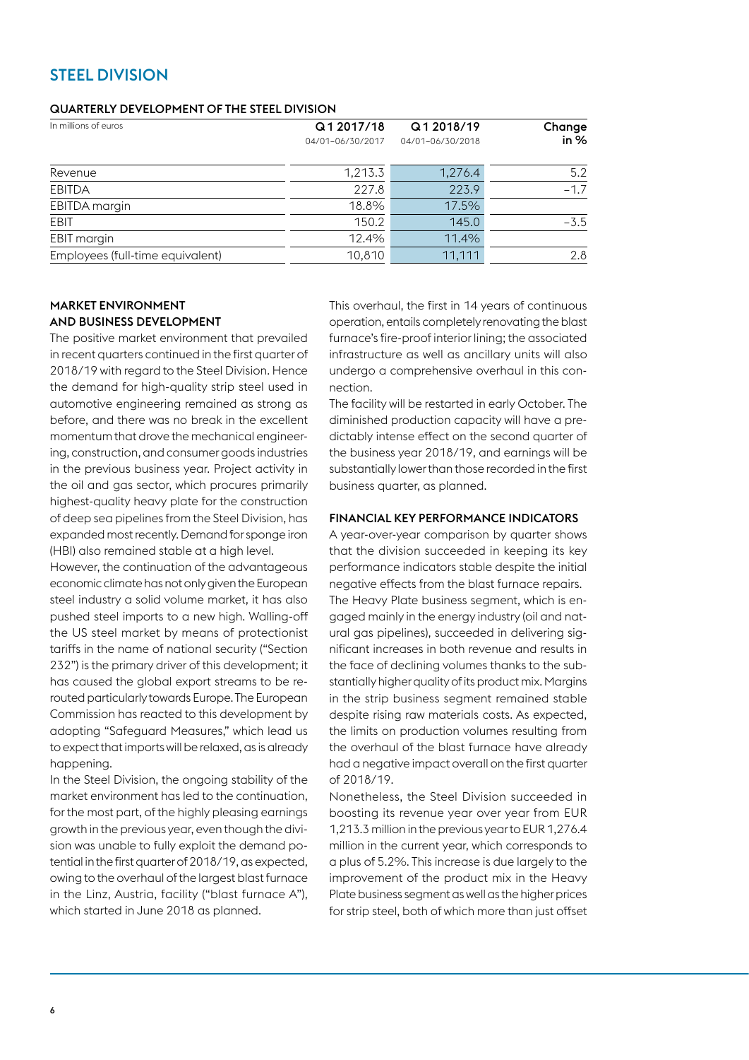## STEEL DIVISION

### QUARTERLY DEVELOPMENT OF THE STEEL DIVISION

| In millions of euros | Q 1 2017/18<br>04/01–06/30/2017 | Q 1 2018/19<br>04/01–06/30/2018 | Change in % |
|---|---|---|---|
| Revenue | 1,213.3 | 1,276.4 | 5.2 |
| EBITDA | 227.8 | 223.9 | –1.7 |
| EBITDA margin | 18.8% | 17.5% | |
| EBIT | 150.2 | 145.0 | –3.5 |
| EBIT margin | 12.4% | 11.4% | |
| Employees (full-time equivalent) | 10,810 | 11,111 | 2.8 |

#### MARKET ENVIRONMENT AND BUSINESS DEVELOPMENT

The positive market environment that prevailed in recent quarters continued in the first quarter of 2018/19 with regard to the Steel Division. Hence the demand for high-quality strip steel used in automotive engineering remained as strong as before, and there was no break in the excellent momentum that drove the mechanical engineering, construction, and consumer goods industries in the previous business year. Project activity in the oil and gas sector, which procures primarily highest-quality heavy plate for the construction of deep sea pipelines from the Steel Division, has expanded most recently. Demand for sponge iron (HBI) also remained stable at a high level.

However, the continuation of the advantageous economic climate has not only given the European steel industry a solid volume market, it has also pushed steel imports to a new high. Walling-off the US steel market by means of protectionist tariffs in the name of national security ("Section 232") is the primary driver of this development; it has caused the global export streams to be rerouted particularly towards Europe. The European Commission has reacted to this development by adopting "Safeguard Measures," which lead us to expect that imports will be relaxed, as is already happening.

In the Steel Division, the ongoing stability of the market environment has led to the continuation, for the most part, of the highly pleasing earnings growth in the previous year, even though the division was unable to fully exploit the demand potential in the first quarter of 2018/19, as expected, owing to the overhaul of the largest blast furnace in the Linz, Austria, facility ("blast furnace A"), which started in June 2018 as planned.

This overhaul, the first in 14 years of continuous operation, entails completely renovating the blast furnace's fire-proof interior lining; the associated infrastructure as well as ancillary units will also undergo a comprehensive overhaul in this connection.

The facility will be restarted in early October. The diminished production capacity will have a predictably intense effect on the second quarter of the business year 2018/19, and earnings will be substantially lower than those recorded in the first business quarter, as planned.

#### FINANCIAL KEY PERFORMANCE INDICATORS

A year-over-year comparison by quarter shows that the division succeeded in keeping its key performance indicators stable despite the initial negative effects from the blast furnace repairs.

The Heavy Plate business segment, which is engaged mainly in the energy industry (oil and natural gas pipelines), succeeded in delivering significant increases in both revenue and results in the face of declining volumes thanks to the substantially higher quality of its product mix. Margins in the strip business segment remained stable despite rising raw materials costs. As expected, the limits on production volumes resulting from the overhaul of the blast furnace have already had a negative impact overall on the first quarter of 2018/19.

Nonetheless, the Steel Division succeeded in boosting its revenue year over year from EUR 1,213.3 million in the previous year to EUR 1,276.4 million in the current year, which corresponds to a plus of 5.2%. This increase is due largely to the improvement of the product mix in the Heavy Plate business segment as well as the higher prices for strip steel, both of which more than just offset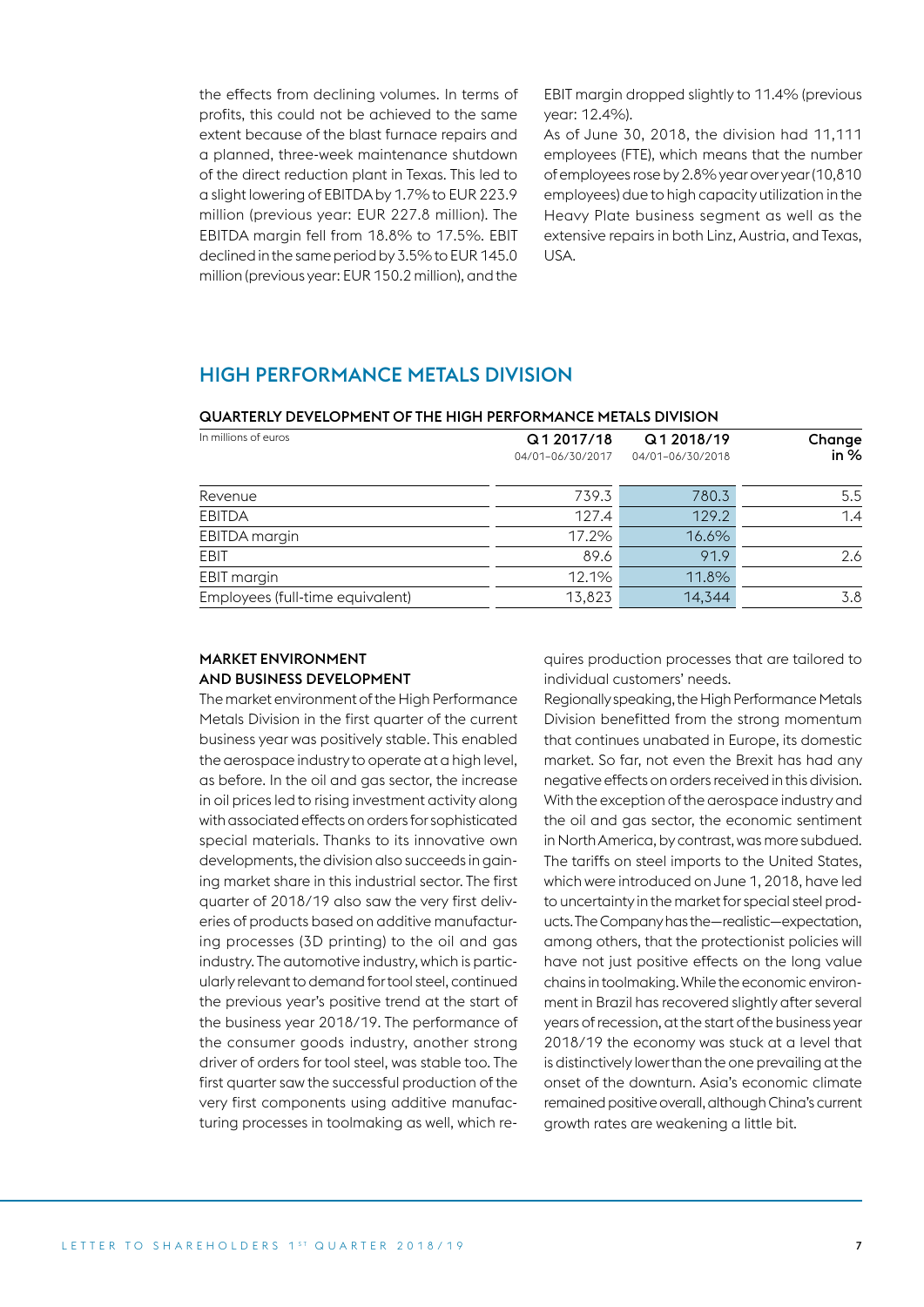the effects from declining volumes. In terms of profits, this could not be achieved to the same extent because of the blast furnace repairs and a planned, three-week maintenance shutdown of the direct reduction plant in Texas. This led to a slight lowering of EBITDA by 1.7% to EUR 223.9 million (previous year: EUR 227.8 million). The EBITDA margin fell from 18.8% to 17.5%. EBIT declined in the same period by 3.5% to EUR 145.0 million (previous year: EUR 150.2 million), and the EBIT margin dropped slightly to 11.4% (previous year: 12.4%).

As of June 30, 2018, the division had 11,111 employees (FTE), which means that the number of employees rose by 2.8% year over year (10,810 employees) due to high capacity utilization in the Heavy Plate business segment as well as the extensive repairs in both Linz, Austria, and Texas, USA.

## HIGH PERFORMANCE METALS DIVISION

### QUARTERLY DEVELOPMENT OF THE HIGH PERFORMANCE METALS DIVISION

| In millions of euros | Q 1 2017/18<br>04/01–06/30/2017 | Q 1 2018/19<br>04/01–06/30/2018 | Change in % |
|---|---|---|---|
| Revenue | 739.3 | 780.3 | 5.5 |
| EBITDA | 127.4 | 129.2 | 1.4 |
| EBITDA margin | 17.2% | 16.6% | |
| EBIT | 89.6 | 91.9 | 2.6 |
| EBIT margin | 12.1% | 11.8% | |
| Employees (full-time equivalent) | 13,823 | 14,344 | 3.8 |

### MARKET ENVIRONMENT AND BUSINESS DEVELOPMENT

The market environment of the High Performance Metals Division in the first quarter of the current business year was positively stable. This enabled the aerospace industry to operate at a high level, as before. In the oil and gas sector, the increase in oil prices led to rising investment activity along with associated effects on orders for sophisticated special materials. Thanks to its innovative own developments, the division also succeeds in gaining market share in this industrial sector. The first quarter of 2018/19 also saw the very first deliveries of products based on additive manufacturing processes (3D printing) to the oil and gas industry. The automotive industry, which is particularly relevant to demand for tool steel, continued the previous year's positive trend at the start of the business year 2018/19. The performance of the consumer goods industry, another strong driver of orders for tool steel, was stable too. The first quarter saw the successful production of the very first components using additive manufacturing processes in toolmaking as well, which requires production processes that are tailored to individual customers' needs.

Regionally speaking, the High Performance Metals Division benefitted from the strong momentum that continues unabated in Europe, its domestic market. So far, not even the Brexit has had any negative effects on orders received in this division. With the exception of the aerospace industry and the oil and gas sector, the economic sentiment in North America, by contrast, was more subdued. The tariffs on steel imports to the United States, which were introduced on June 1, 2018, have led to uncertainty in the market for special steel products. The Company has the—realistic—expectation, among others, that the protectionist policies will have not just positive effects on the long value chains in toolmaking. While the economic environment in Brazil has recovered slightly after several years of recession, at the start of the business year 2018/19 the economy was stuck at a level that is distinctively lower than the one prevailing at the onset of the downturn. Asia's economic climate remained positive overall, although China's current growth rates are weakening a little bit.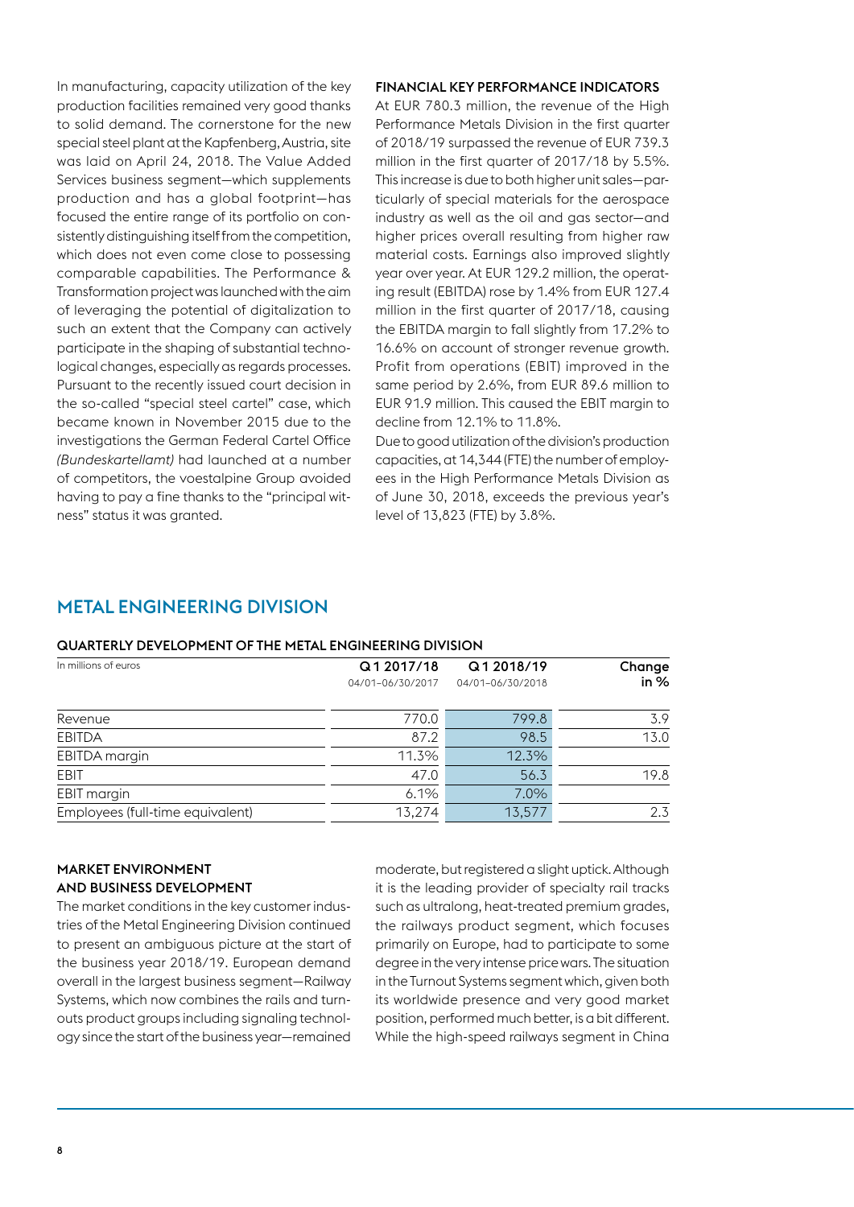In manufacturing, capacity utilization of the key production facilities remained very good thanks to solid demand. The cornerstone for the new special steel plant at the Kapfenberg, Austria, site was laid on April 24, 2018. The Value Added Services business segment—which supplements production and has a global footprint—has focused the entire range of its portfolio on consistently distinguishing itself from the competition, which does not even come close to possessing comparable capabilities. The Performance & Transformation project was launched with the aim of leveraging the potential of digitalization to such an extent that the Company can actively participate in the shaping of substantial technological changes, especially as regards processes. Pursuant to the recently issued court decision in the so-called "special steel cartel" case, which became known in November 2015 due to the investigations the German Federal Cartel Office *(Bundeskartellamt)* had launched at a number of competitors, the voestalpine Group avoided having to pay a fine thanks to the "principal witness" status it was granted.

#### FINANCIAL KEY PERFORMANCE INDICATORS

At EUR 780.3 million, the revenue of the High Performance Metals Division in the first quarter of 2018/19 surpassed the revenue of EUR 739.3 million in the first quarter of 2017/18 by 5.5%. This increase is due to both higher unit sales—particularly of special materials for the aerospace industry as well as the oil and gas sector—and higher prices overall resulting from higher raw material costs. Earnings also improved slightly year over year. At EUR 129.2 million, the operating result (EBITDA) rose by 1.4% from EUR 127.4 million in the first quarter of 2017/18, causing the EBITDA margin to fall slightly from 17.2% to 16.6% on account of stronger revenue growth. Profit from operations (EBIT) improved in the same period by 2.6%, from EUR 89.6 million to EUR 91.9 million. This caused the EBIT margin to decline from 12.1% to 11.8%.

Due to good utilization of the division's production capacities, at 14,344 (FTE) the number of employees in the High Performance Metals Division as of June 30, 2018, exceeds the previous year's level of 13,823 (FTE) by 3.8%.

## METAL ENGINEERING DIVISION

#### QUARTERLY DEVELOPMENT OF THE METAL ENGINEERING DIVISION

| In millions of euros | Q 1 2017/18 04/01–06/30/2017 | Q 1 2018/19 04/01–06/30/2018 | Change in % |
|---|---|---|---|
| Revenue | 770.0 | 799.8 | 3.9 |
| EBITDA | 87.2 | 98.5 | 13.0 |
| EBITDA margin | 11.3% | 12.3% | |
| EBIT | 47.0 | 56.3 | 19.8 |
| EBIT margin | 6.1% | 7.0% | |
| Employees (full-time equivalent) | 13,274 | 13,577 | 2.3 |

#### MARKET ENVIRONMENT AND BUSINESS DEVELOPMENT

The market conditions in the key customer industries of the Metal Engineering Division continued to present an ambiguous picture at the start of the business year 2018/19. European demand overall in the largest business segment—Railway Systems, which now combines the rails and turnouts product groups including signaling technology since the start of the business year—remained moderate, but registered a slight uptick. Although it is the leading provider of specialty rail tracks such as ultralong, heat-treated premium grades, the railways product segment, which focuses primarily on Europe, had to participate to some degree in the very intense price wars. The situation in the Turnout Systems segment which, given both its worldwide presence and very good market position, performed much better, is a bit different. While the high-speed railways segment in China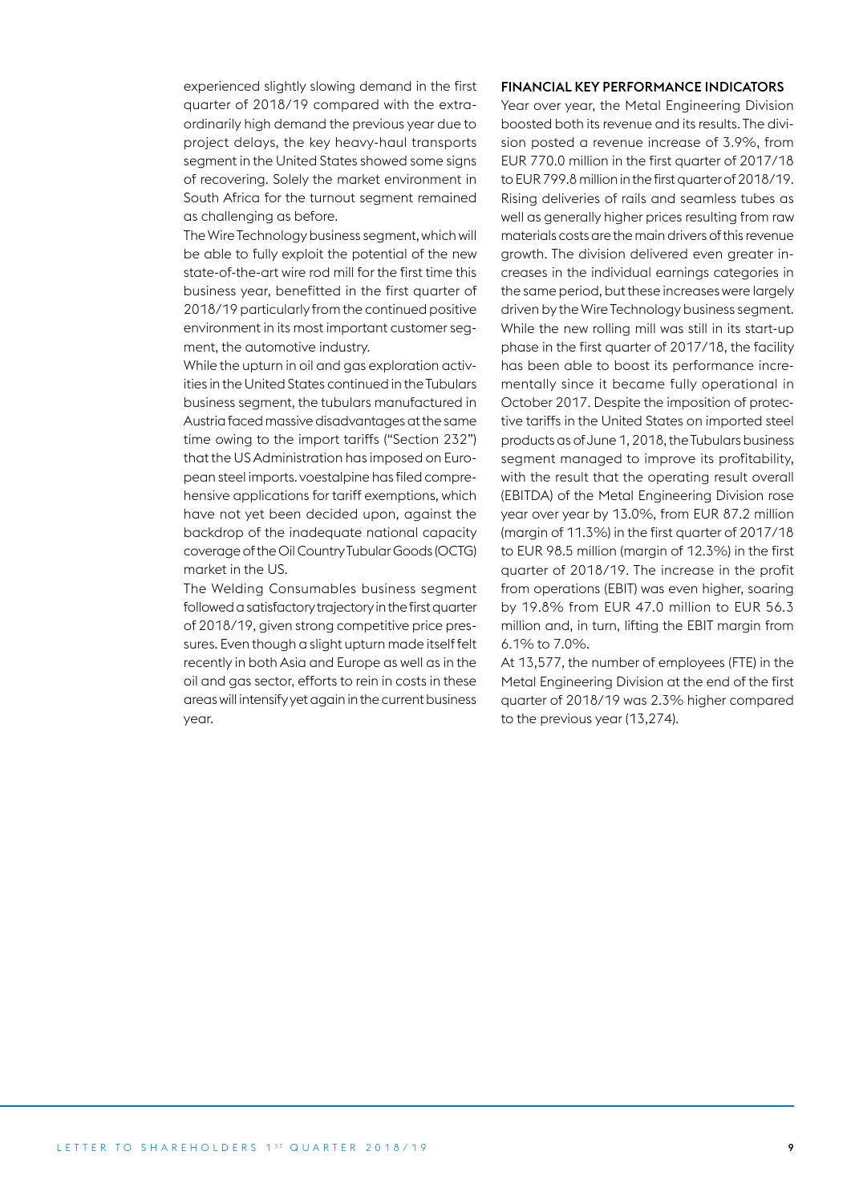experienced slightly slowing demand in the first quarter of 2018/19 compared with the extraordinarily high demand the previous year due to project delays, the key heavy-haul transports segment in the United States showed some signs of recovering. Solely the market environment in South Africa for the turnout segment remained as challenging as before.

The Wire Technology business segment, which will be able to fully exploit the potential of the new state-of-the-art wire rod mill for the first time this business year, benefitted in the first quarter of 2018/19 particularly from the continued positive environment in its most important customer segment, the automotive industry.

While the upturn in oil and gas exploration activities in the United States continued in the Tubulars business segment, the tubulars manufactured in Austria faced massive disadvantages at the same time owing to the import tariffs ("Section 232") that the US Administration has imposed on European steel imports. voestalpine has filed comprehensive applications for tariff exemptions, which have not yet been decided upon, against the backdrop of the inadequate national capacity coverage of the Oil Country Tubular Goods (OCTG) market in the US.

The Welding Consumables business segment followed a satisfactory trajectory in the first quarter of 2018/19, given strong competitive price pressures. Even though a slight upturn made itself felt recently in both Asia and Europe as well as in the oil and gas sector, efforts to rein in costs in these areas will intensify yet again in the current business year.

## FINANCIAL KEY PERFORMANCE INDICATORS

Year over year, the Metal Engineering Division boosted both its revenue and its results. The division posted a revenue increase of 3.9%, from EUR 770.0 million in the first quarter of 2017/18 to EUR 799.8 million in the first quarter of 2018/19. Rising deliveries of rails and seamless tubes as well as generally higher prices resulting from raw materials costs are the main drivers of this revenue growth. The division delivered even greater increases in the individual earnings categories in the same period, but these increases were largely driven by the Wire Technology business segment. While the new rolling mill was still in its start-up phase in the first quarter of 2017/18, the facility has been able to boost its performance incrementally since it became fully operational in October 2017. Despite the imposition of protective tariffs in the United States on imported steel products as of June 1, 2018, the Tubulars business segment managed to improve its profitability, with the result that the operating result overall (EBITDA) of the Metal Engineering Division rose year over year by 13.0%, from EUR 87.2 million (margin of 11.3%) in the first quarter of 2017/18 to EUR 98.5 million (margin of 12.3%) in the first quarter of 2018/19. The increase in the profit from operations (EBIT) was even higher, soaring by 19.8% from EUR 47.0 million to EUR 56.3 million and, in turn, lifting the EBIT margin from 6.1% to 7.0%.

At 13,577, the number of employees (FTE) in the Metal Engineering Division at the end of the first quarter of 2018/19 was 2.3% higher compared to the previous year (13,274).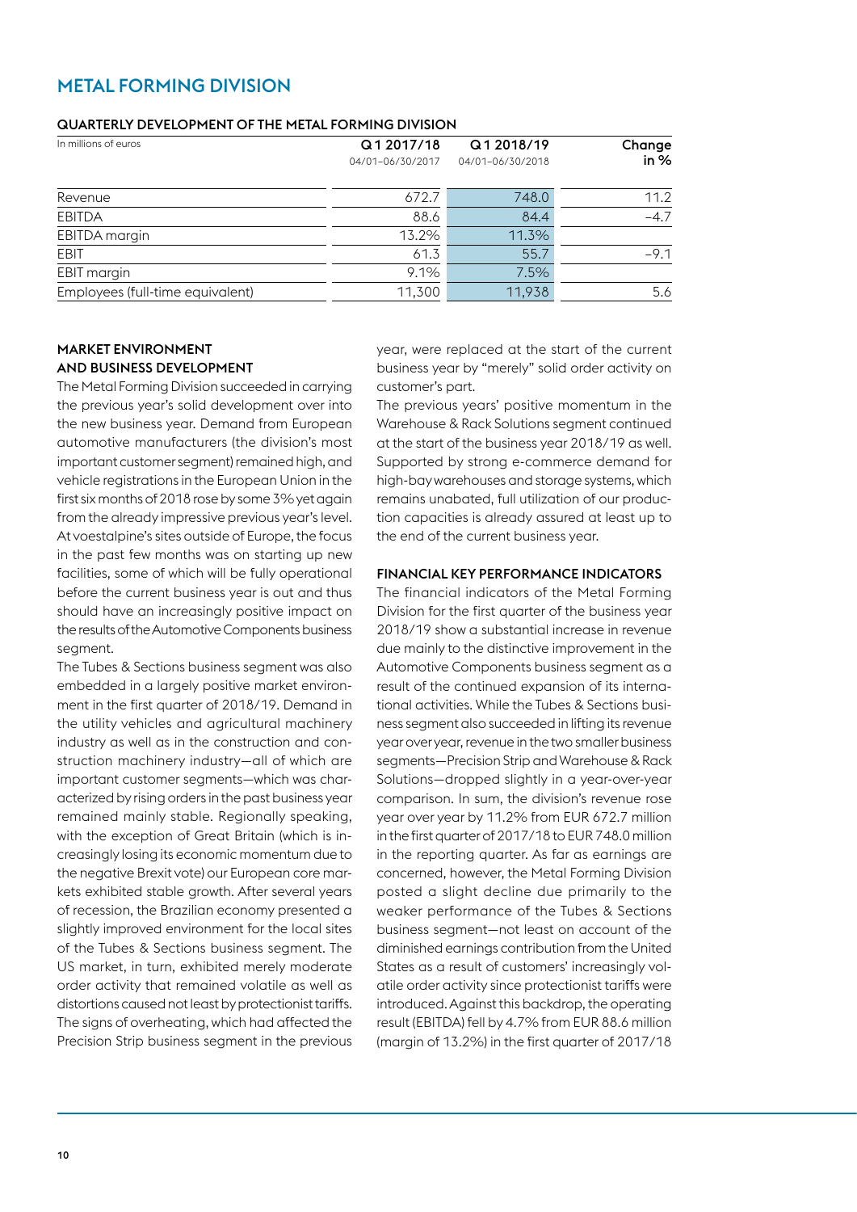# METAL FORMING DIVISION

## QUARTERLY DEVELOPMENT OF THE METAL FORMING DIVISION

| In millions of euros | Q 1 2017/18<br>04/01–06/30/2017 | Q 1 2018/19<br>04/01–06/30/2018 | Change in % |
|---|---|---|---|
| Revenue | 672.7 | 748.0 | 11.2 |
| EBITDA | 88.6 | 84.4 | –4.7 |
| EBITDA margin | 13.2% | 11.3% | |
| EBIT | 61.3 | 55.7 | –9.1 |
| EBIT margin | 9.1% | 7.5% | |
| Employees (full-time equivalent) | 11,300 | 11,938 | 5.6 |

### MARKET ENVIRONMENT AND BUSINESS DEVELOPMENT

The Metal Forming Division succeeded in carrying the previous year's solid development over into the new business year. Demand from European automotive manufacturers (the division's most important customer segment) remained high, and vehicle registrations in the European Union in the first six months of 2018 rose by some 3% yet again from the already impressive previous year's level. At voestalpine's sites outside of Europe, the focus in the past few months was on starting up new facilities, some of which will be fully operational before the current business year is out and thus should have an increasingly positive impact on the results of the Automotive Components business segment.

The Tubes & Sections business segment was also embedded in a largely positive market environment in the first quarter of 2018/19. Demand in the utility vehicles and agricultural machinery industry as well as in the construction and construction machinery industry—all of which are important customer segments—which was characterized by rising orders in the past business year remained mainly stable. Regionally speaking, with the exception of Great Britain (which is increasingly losing its economic momentum due to the negative Brexit vote) our European core markets exhibited stable growth. After several years of recession, the Brazilian economy presented a slightly improved environment for the local sites of the Tubes & Sections business segment. The US market, in turn, exhibited merely moderate order activity that remained volatile as well as distortions caused not least by protectionist tariffs. The signs of overheating, which had affected the Precision Strip business segment in the previous year, were replaced at the start of the current business year by "merely" solid order activity on customer's part.

The previous years' positive momentum in the Warehouse & Rack Solutions segment continued at the start of the business year 2018/19 as well. Supported by strong e-commerce demand for high-bay warehouses and storage systems, which remains unabated, full utilization of our production capacities is already assured at least up to the end of the current business year.

### FINANCIAL KEY PERFORMANCE INDICATORS

The financial indicators of the Metal Forming Division for the first quarter of the business year 2018/19 show a substantial increase in revenue due mainly to the distinctive improvement in the Automotive Components business segment as a result of the continued expansion of its international activities. While the Tubes & Sections business segment also succeeded in lifting its revenue year over year, revenue in the two smaller business segments—Precision Strip and Warehouse & Rack Solutions—dropped slightly in a year-over-year comparison. In sum, the division's revenue rose year over year by 11.2% from EUR 672.7 million in the first quarter of 2017/18 to EUR 748.0 million in the reporting quarter. As far as earnings are concerned, however, the Metal Forming Division posted a slight decline due primarily to the weaker performance of the Tubes & Sections business segment—not least on account of the diminished earnings contribution from the United States as a result of customers' increasingly volatile order activity since protectionist tariffs were introduced. Against this backdrop, the operating result (EBITDA) fell by 4.7% from EUR 88.6 million (margin of 13.2%) in the first quarter of 2017/18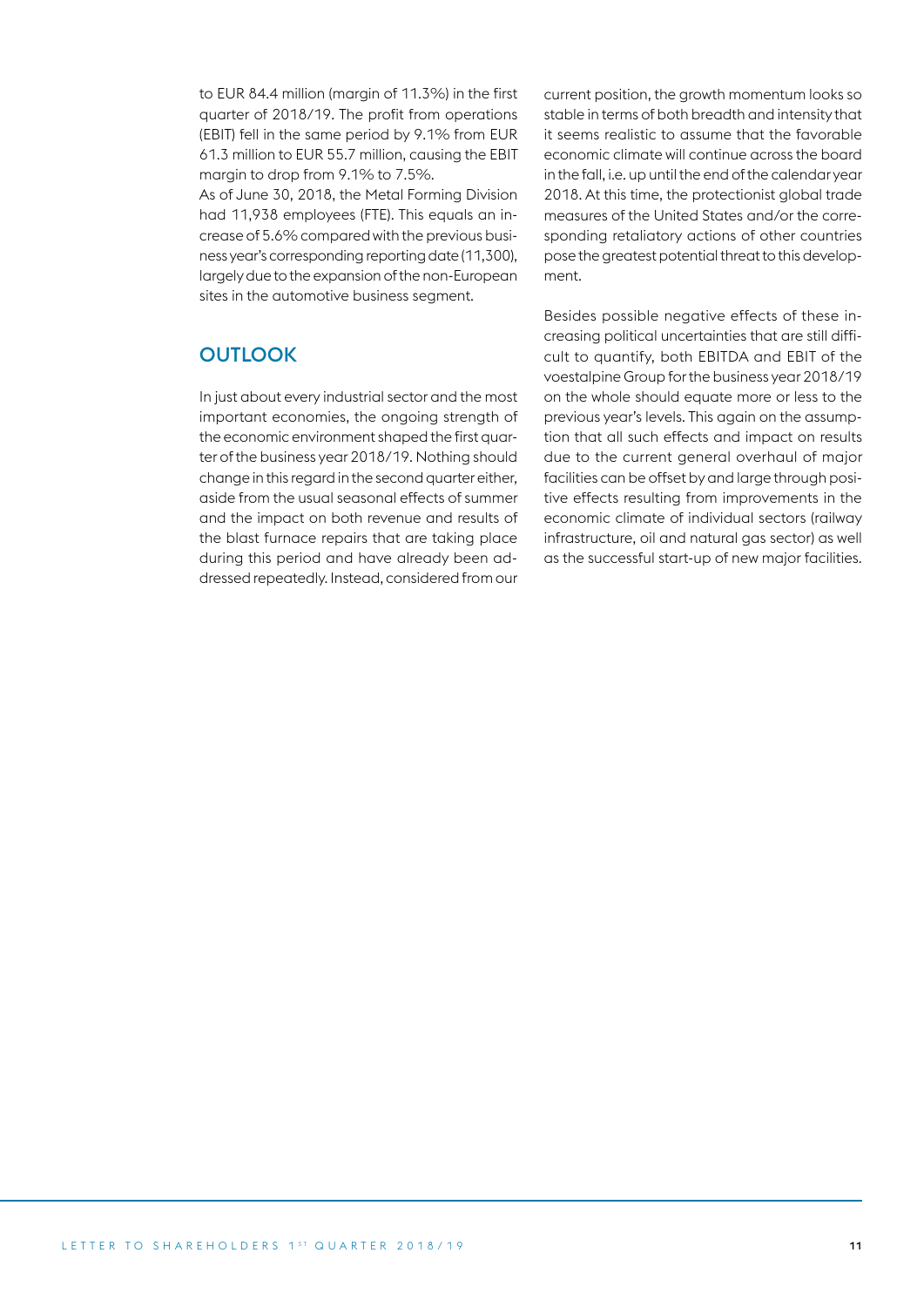to EUR 84.4 million (margin of 11.3%) in the first quarter of 2018/19. The profit from operations (EBIT) fell in the same period by 9.1% from EUR 61.3 million to EUR 55.7 million, causing the EBIT margin to drop from 9.1% to 7.5%.

As of June 30, 2018, the Metal Forming Division had 11,938 employees (FTE). This equals an increase of 5.6% compared with the previous business year's corresponding reporting date (11,300), largely due to the expansion of the non-European sites in the automotive business segment.

## OUTLOOK

In just about every industrial sector and the most important economies, the ongoing strength of the economic environment shaped the first quarter of the business year 2018/19. Nothing should change in this regard in the second quarter either, aside from the usual seasonal effects of summer and the impact on both revenue and results of the blast furnace repairs that are taking place during this period and have already been addressed repeatedly. Instead, considered from our current position, the growth momentum looks so stable in terms of both breadth and intensity that it seems realistic to assume that the favorable economic climate will continue across the board in the fall, i.e. up until the end of the calendar year 2018. At this time, the protectionist global trade measures of the United States and/or the corresponding retaliatory actions of other countries pose the greatest potential threat to this development.

Besides possible negative effects of these increasing political uncertainties that are still difficult to quantify, both EBITDA and EBIT of the voestalpine Group for the business year 2018/19 on the whole should equate more or less to the previous year's levels. This again on the assumption that all such effects and impact on results due to the current general overhaul of major facilities can be offset by and large through positive effects resulting from improvements in the economic climate of individual sectors (railway infrastructure, oil and natural gas sector) as well as the successful start-up of new major facilities.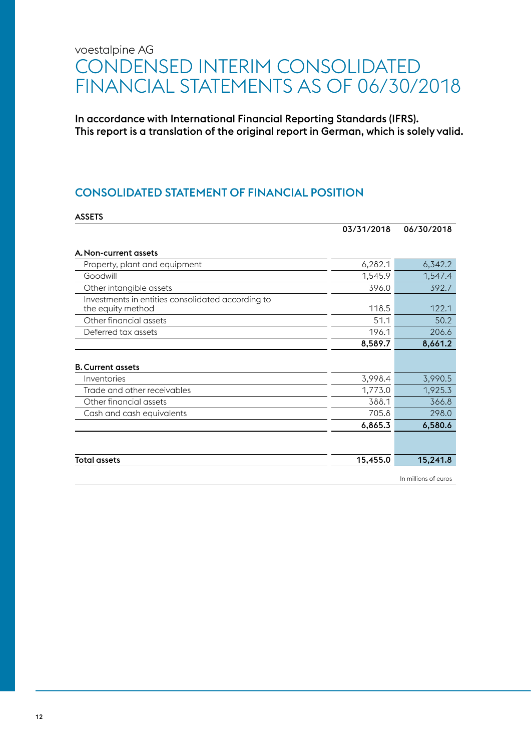voestalpine AG

# CONDENSED INTERIM CONSOLIDATED FINANCIAL STATEMENTS AS OF 06/30/2018

**In accordance with International Financial Reporting Standards (IFRS).**
**This report is a translation of the original report in German, which is solely valid.**

## CONSOLIDATED STATEMENT OF FINANCIAL POSITION

**ASSETS**

| | 03/31/2018 | 06/30/2018 |
|---|---|---|
| **A. Non-current assets** | | |
| Property, plant and equipment | 6,282.1 | 6,342.2 |
| Goodwill | 1,545.9 | 1,547.4 |
| Other intangible assets | 396.0 | 392.7 |
| Investments in entities consolidated according to the equity method | 118.5 | 122.1 |
| Other financial assets | 51.1 | 50.2 |
| Deferred tax assets | 196.1 | 206.6 |
| | **8,589.7** | **8,661.2** |
| **B. Current assets** | | |
| Inventories | 3,998.4 | 3,990.5 |
| Trade and other receivables | 1,773.0 | 1,925.3 |
| Other financial assets | 388.1 | 366.8 |
| Cash and cash equivalents | 705.8 | 298.0 |
| | **6,865.3** | **6,580.6** |
| **Total assets** | **15,455.0** | **15,241.8** |

In millions of euros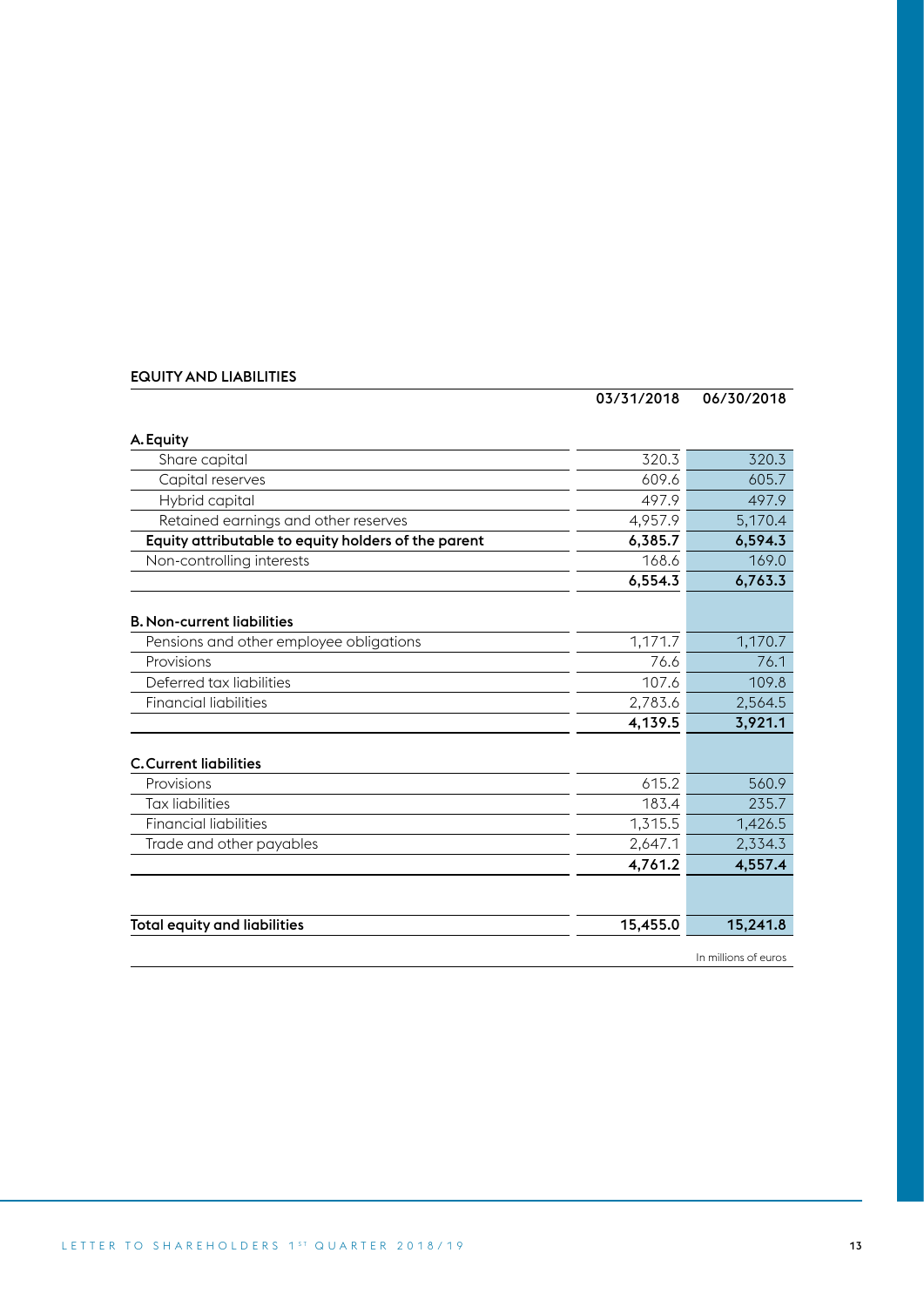## EQUITY AND LIABILITIES

| | 03/31/2018 | 06/30/2018 |
|---|---|---|
| **A. Equity** | | |
| Share capital | 320.3 | 320.3 |
| Capital reserves | 609.6 | 605.7 |
| Hybrid capital | 497.9 | 497.9 |
| Retained earnings and other reserves | 4,957.9 | 5,170.4 |
| **Equity attributable to equity holders of the parent** | **6,385.7** | **6,594.3** |
| Non-controlling interests | 168.6 | 169.0 |
| | **6,554.3** | **6,763.3** |
| **B. Non-current liabilities** | | |
| Pensions and other employee obligations | 1,171.7 | 1,170.7 |
| Provisions | 76.6 | 76.1 |
| Deferred tax liabilities | 107.6 | 109.8 |
| Financial liabilities | 2,783.6 | 2,564.5 |
| | **4,139.5** | **3,921.1** |
| **C. Current liabilities** | | |
| Provisions | 615.2 | 560.9 |
| Tax liabilities | 183.4 | 235.7 |
| Financial liabilities | 1,315.5 | 1,426.5 |
| Trade and other payables | 2,647.1 | 2,334.3 |
| | **4,761.2** | **4,557.4** |
| **Total equity and liabilities** | **15,455.0** | **15,241.8** |

In millions of euros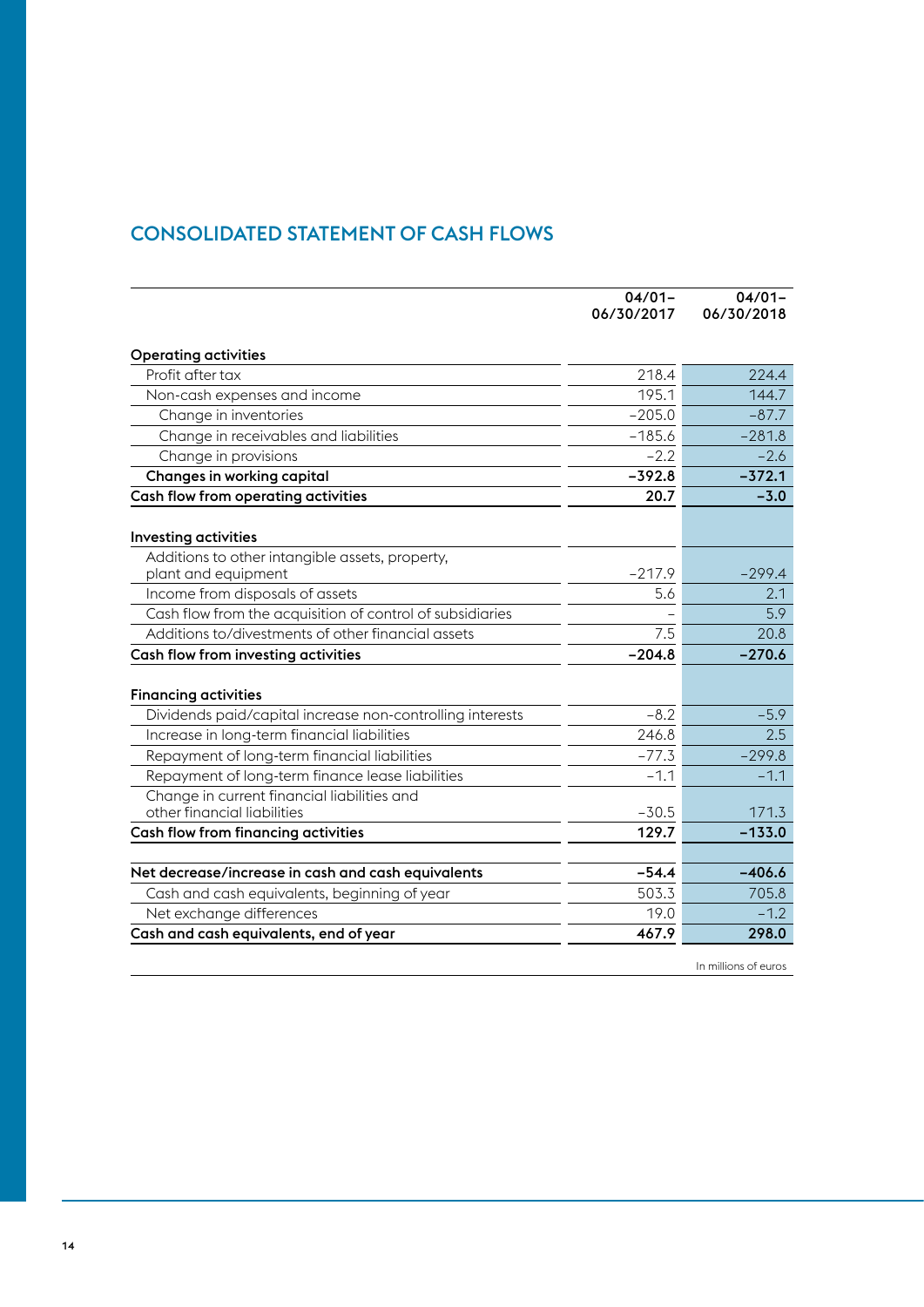## CONSOLIDATED STATEMENT OF CASH FLOWS

| | 04/01–06/30/2017 | 04/01–06/30/2018 |
|---|---|---|
| **Operating activities** | | |
| Profit after tax | 218.4 | 224.4 |
| Non-cash expenses and income | 195.1 | 144.7 |
| Change in inventories | −205.0 | −87.7 |
| Change in receivables and liabilities | −185.6 | −281.8 |
| Change in provisions | −2.2 | −2.6 |
| **Changes in working capital** | **−392.8** | **−372.1** |
| **Cash flow from operating activities** | **20.7** | **−3.0** |
| **Investing activities** | | |
| Additions to other intangible assets, property, plant and equipment | −217.9 | −299.4 |
| Income from disposals of assets | 5.6 | 2.1 |
| Cash flow from the acquisition of control of subsidiaries | – | 5.9 |
| Additions to/divestments of other financial assets | 7.5 | 20.8 |
| **Cash flow from investing activities** | **−204.8** | **−270.6** |
| **Financing activities** | | |
| Dividends paid/capital increase non-controlling interests | −8.2 | −5.9 |
| Increase in long-term financial liabilities | 246.8 | 2.5 |
| Repayment of long-term financial liabilities | −77.3 | −299.8 |
| Repayment of long-term finance lease liabilities | −1.1 | −1.1 |
| Change in current financial liabilities and other financial liabilities | −30.5 | 171.3 |
| **Cash flow from financing activities** | **129.7** | **−133.0** |
| **Net decrease/increase in cash and cash equivalents** | **−54.4** | **−406.6** |
| Cash and cash equivalents, beginning of year | 503.3 | 705.8 |
| Net exchange differences | 19.0 | −1.2 |
| **Cash and cash equivalents, end of year** | **467.9** | **298.0** |

In millions of euros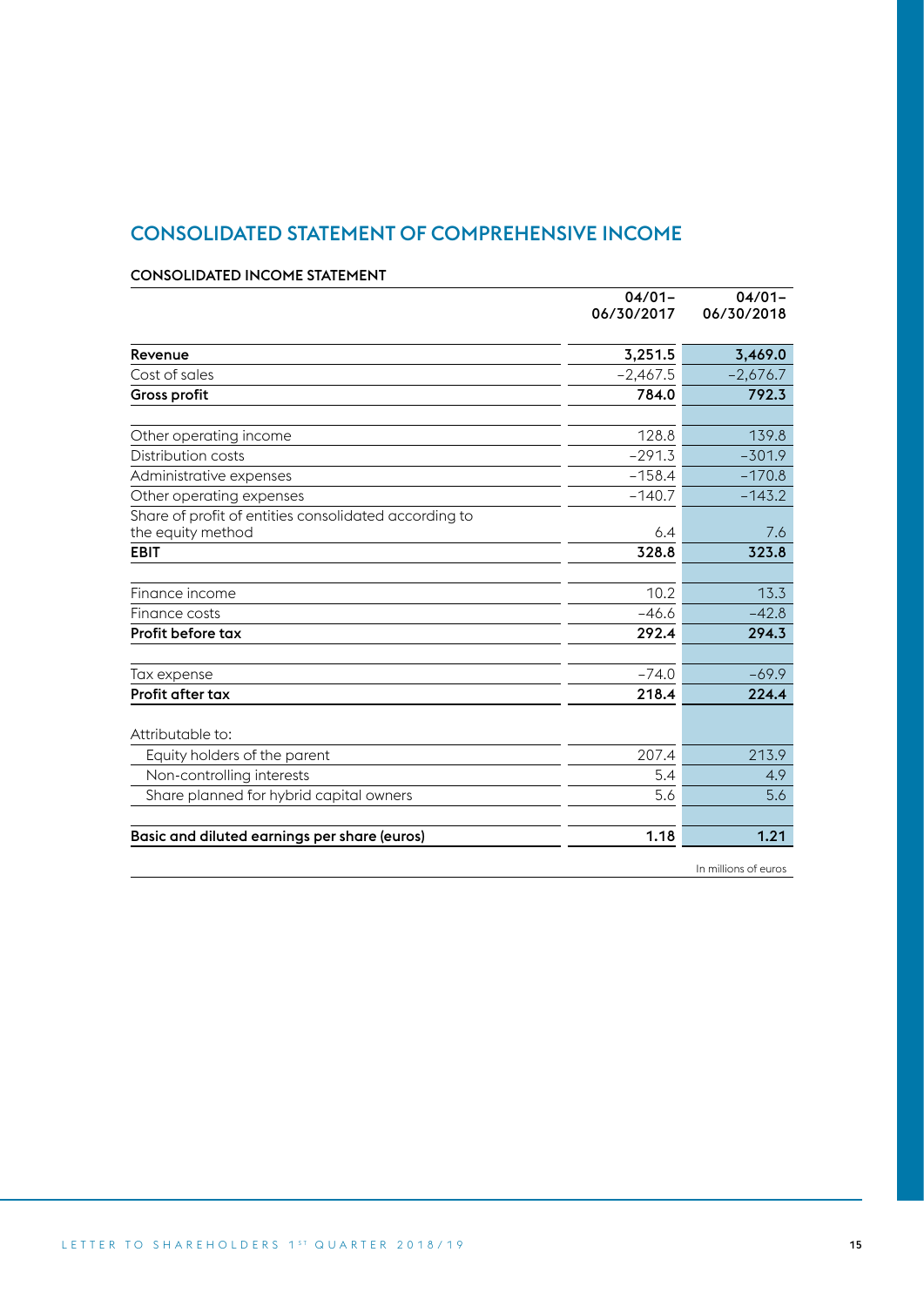## CONSOLIDATED STATEMENT OF COMPREHENSIVE INCOME

### CONSOLIDATED INCOME STATEMENT

| | 04/01–06/30/2017 | 04/01–06/30/2018 |
|---|---|---|
| **Revenue** | **3,251.5** | **3,469.0** |
| Cost of sales | –2,467.5 | –2,676.7 |
| **Gross profit** | **784.0** | **792.3** |
| | | |
| Other operating income | 128.8 | 139.8 |
| Distribution costs | –291.3 | –301.9 |
| Administrative expenses | –158.4 | –170.8 |
| Other operating expenses | –140.7 | –143.2 |
| Share of profit of entities consolidated according to the equity method | 6.4 | 7.6 |
| **EBIT** | **328.8** | **323.8** |
| | | |
| Finance income | 10.2 | 13.3 |
| Finance costs | –46.6 | –42.8 |
| **Profit before tax** | **292.4** | **294.3** |
| | | |
| Tax expense | –74.0 | –69.9 |
| **Profit after tax** | **218.4** | **224.4** |
| | | |
| Attributable to: | | |
| Equity holders of the parent | 207.4 | 213.9 |
| Non-controlling interests | 5.4 | 4.9 |
| Share planned for hybrid capital owners | 5.6 | 5.6 |
| | | |
| **Basic and diluted earnings per share (euros)** | **1.18** | **1.21** |

In millions of euros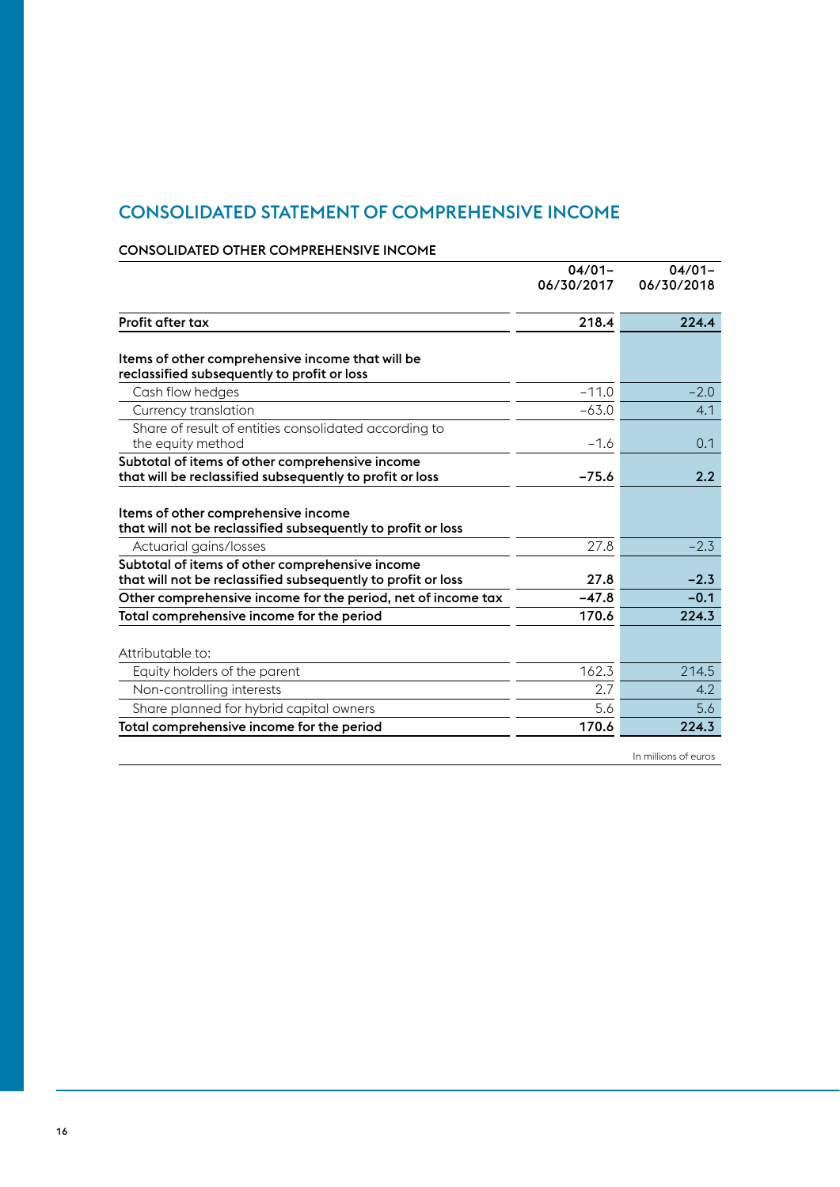# CONSOLIDATED STATEMENT OF COMPREHENSIVE INCOME

## CONSOLIDATED OTHER COMPREHENSIVE INCOME

| | 04/01–06/30/2017 | 04/01–06/30/2018 |
|---|---|---|
| **Profit after tax** | **218.4** | **224.4** |
| **Items of other comprehensive income that will be reclassified subsequently to profit or loss** | | |
| Cash flow hedges | –11.0 | –2.0 |
| Currency translation | –63.0 | 4.1 |
| Share of result of entities consolidated according to the equity method | –1.6 | 0.1 |
| **Subtotal of items of other comprehensive income that will be reclassified subsequently to profit or loss** | **–75.6** | **2.2** |
| **Items of other comprehensive income that will not be reclassified subsequently to profit or loss** | | |
| Actuarial gains/losses | 27.8 | –2.3 |
| **Subtotal of items of other comprehensive income that will not be reclassified subsequently to profit or loss** | **27.8** | **–2.3** |
| **Other comprehensive income for the period, net of income tax** | **–47.8** | **–0.1** |
| **Total comprehensive income for the period** | **170.6** | **224.3** |
| Attributable to: | | |
| Equity holders of the parent | 162.3 | 214.5 |
| Non-controlling interests | 2.7 | 4.2 |
| Share planned for hybrid capital owners | 5.6 | 5.6 |
| **Total comprehensive income for the period** | **170.6** | **224.3** |

In millions of euros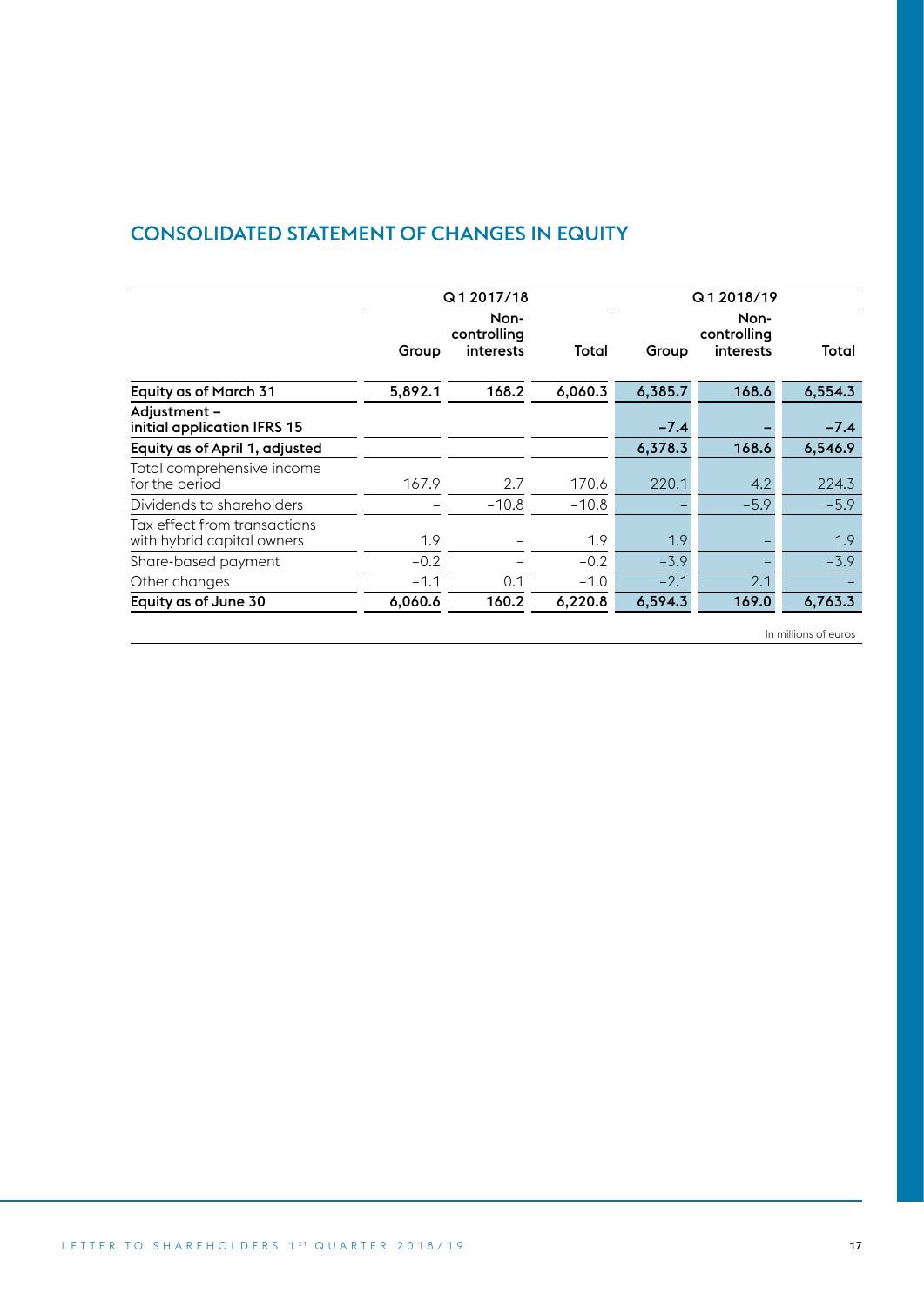## CONSOLIDATED STATEMENT OF CHANGES IN EQUITY

| | Q 1 2017/18 | | | Q 1 2018/19 | | |
|---|---|---|---|---|---|---|
| | Group | Non-controlling interests | Total | Group | Non-controlling interests | Total |
| **Equity as of March 31** | **5,892.1** | **168.2** | **6,060.3** | **6,385.7** | **168.6** | **6,554.3** |
| **Adjustment – initial application IFRS 15** | | | | **−7.4** | **–** | **−7.4** |
| **Equity as of April 1, adjusted** | | | | **6,378.3** | **168.6** | **6,546.9** |
| Total comprehensive income for the period | 167.9 | 2.7 | 170.6 | 220.1 | 4.2 | 224.3 |
| Dividends to shareholders | – | −10.8 | −10.8 | – | −5.9 | −5.9 |
| Tax effect from transactions with hybrid capital owners | 1.9 | – | 1.9 | 1.9 | – | 1.9 |
| Share-based payment | −0.2 | – | −0.2 | −3.9 | – | −3.9 |
| Other changes | −1.1 | 0.1 | −1.0 | −2.1 | 2.1 | – |
| **Equity as of June 30** | **6,060.6** | **160.2** | **6,220.8** | **6,594.3** | **169.0** | **6,763.3** |

In millions of euros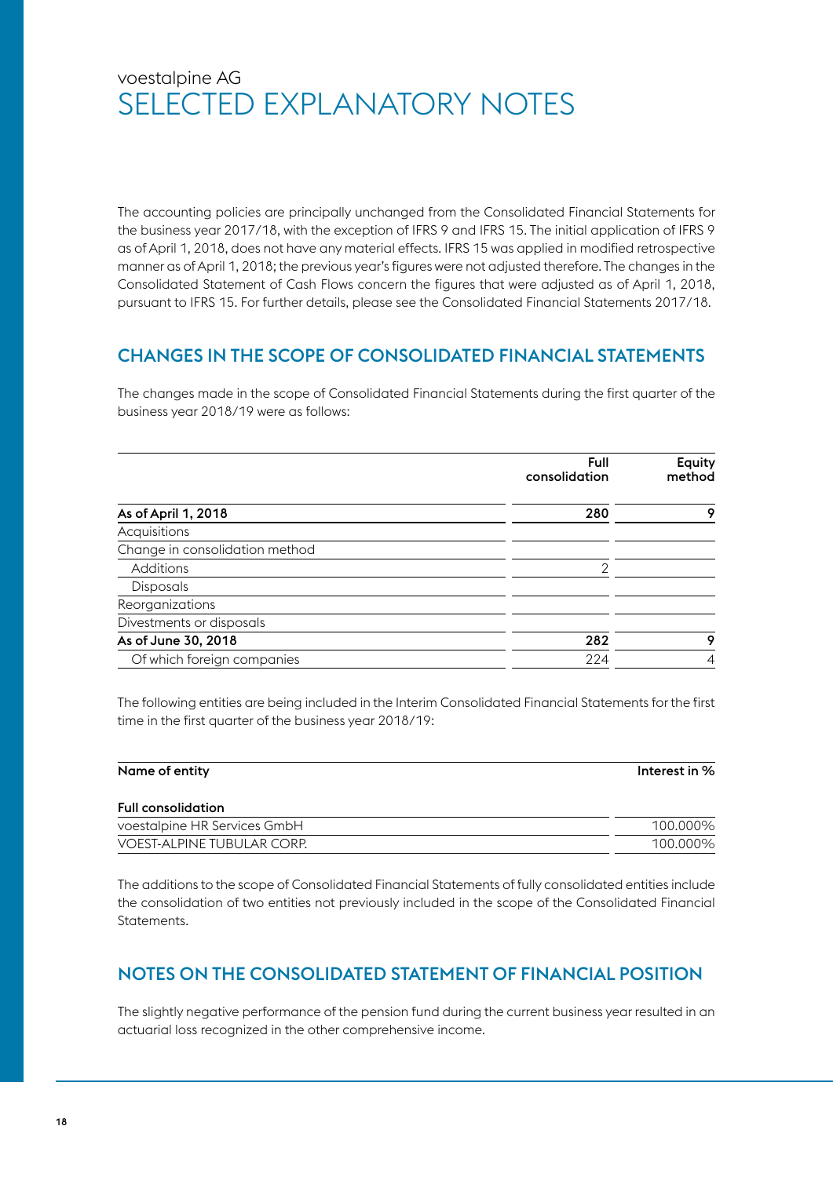voestalpine AG

# SELECTED EXPLANATORY NOTES

The accounting policies are principally unchanged from the Consolidated Financial Statements for the business year 2017/18, with the exception of IFRS 9 and IFRS 15. The initial application of IFRS 9 as of April 1, 2018, does not have any material effects. IFRS 15 was applied in modified retrospective manner as of April 1, 2018; the previous year's figures were not adjusted therefore. The changes in the Consolidated Statement of Cash Flows concern the figures that were adjusted as of April 1, 2018, pursuant to IFRS 15. For further details, please see the Consolidated Financial Statements 2017/18.

## CHANGES IN THE SCOPE OF CONSOLIDATED FINANCIAL STATEMENTS

The changes made in the scope of Consolidated Financial Statements during the first quarter of the business year 2018/19 were as follows:

| | Full consolidation | Equity method |
|---|---|---|
| **As of April 1, 2018** | **280** | **9** |
| Acquisitions | | |
| Change in consolidation method | | |
| Additions | 2 | |
| Disposals | | |
| Reorganizations | | |
| Divestments or disposals | | |
| **As of June 30, 2018** | **282** | **9** |
| Of which foreign companies | 224 | 4 |

The following entities are being included in the Interim Consolidated Financial Statements for the first time in the first quarter of the business year 2018/19:

| Name of entity | Interest in % |
|---|---|
| **Full consolidation** | |
| voestalpine HR Services GmbH | 100.000% |
| VOEST-ALPINE TUBULAR CORP. | 100.000% |

The additions to the scope of Consolidated Financial Statements of fully consolidated entities include the consolidation of two entities not previously included in the scope of the Consolidated Financial Statements.

## NOTES ON THE CONSOLIDATED STATEMENT OF FINANCIAL POSITION

The slightly negative performance of the pension fund during the current business year resulted in an actuarial loss recognized in the other comprehensive income.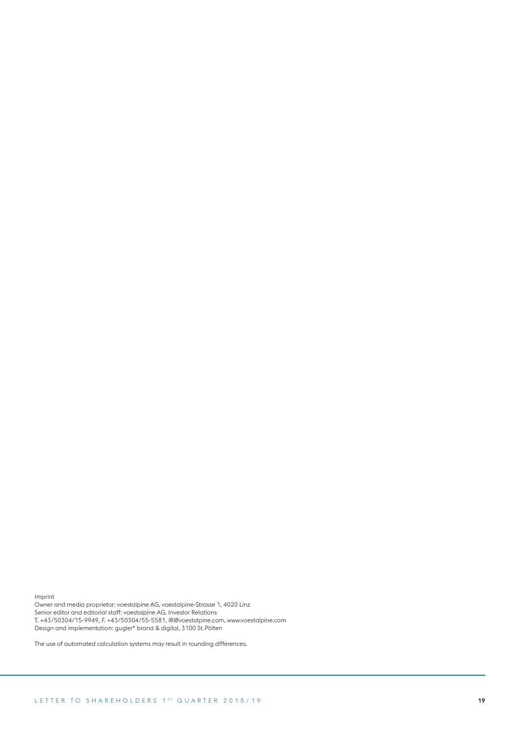Imprint

Owner and media proprietor: voestalpine AG, voestalpine-Strasse 1, 4020 Linz
Senior editor and editorial staff: voestalpine AG, Investor Relations
T. +43/50304/15-9949, F. +43/50304/55-5581, IR@voestalpine.com, www.voestalpine.com
Design and implementation: gugler* brand & digital, 3100 St. Pölten

The use of automated calculation systems may result in rounding differences.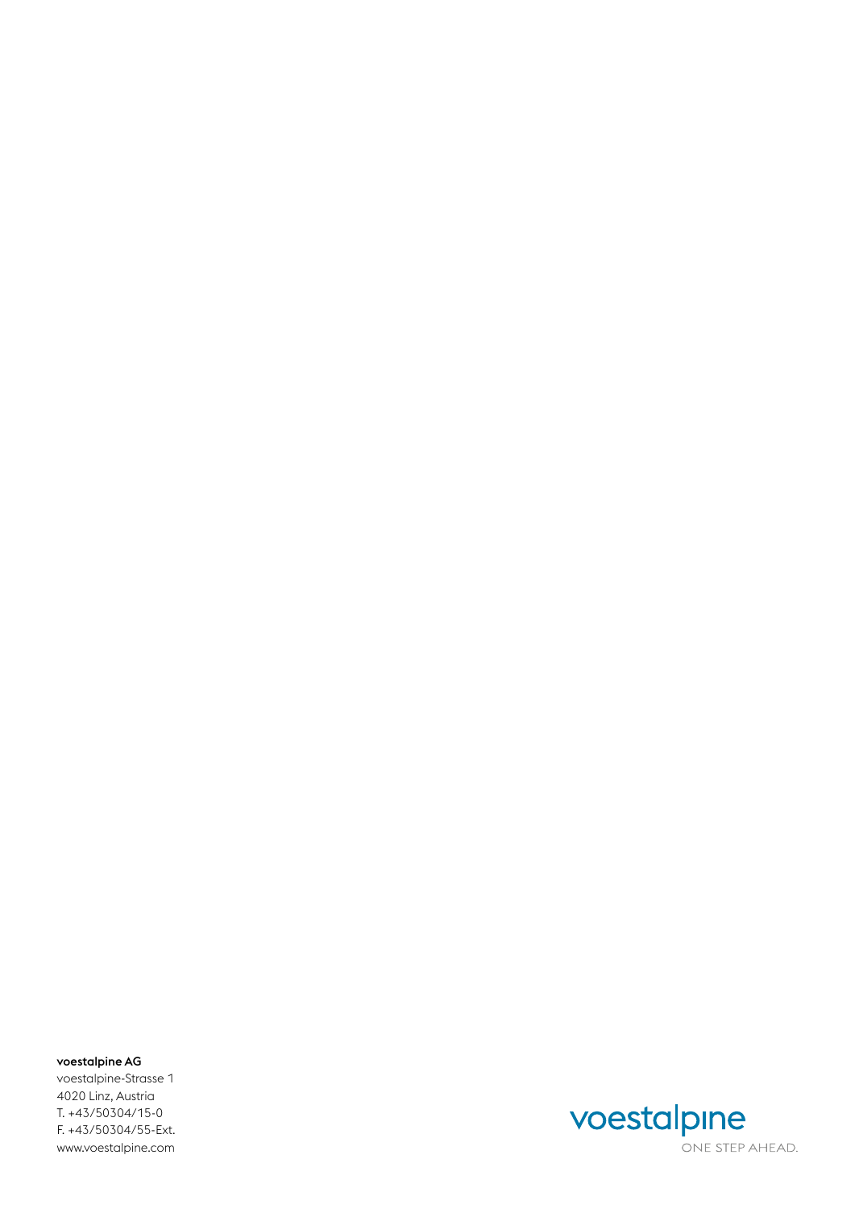**voestalpine AG**
voestalpine-Strasse 1
4020 Linz, Austria
T. +43/50304/15-0
F. +43/50304/55-Ext.
www.voestalpine.com

voestalpine
ONE STEP AHEAD.